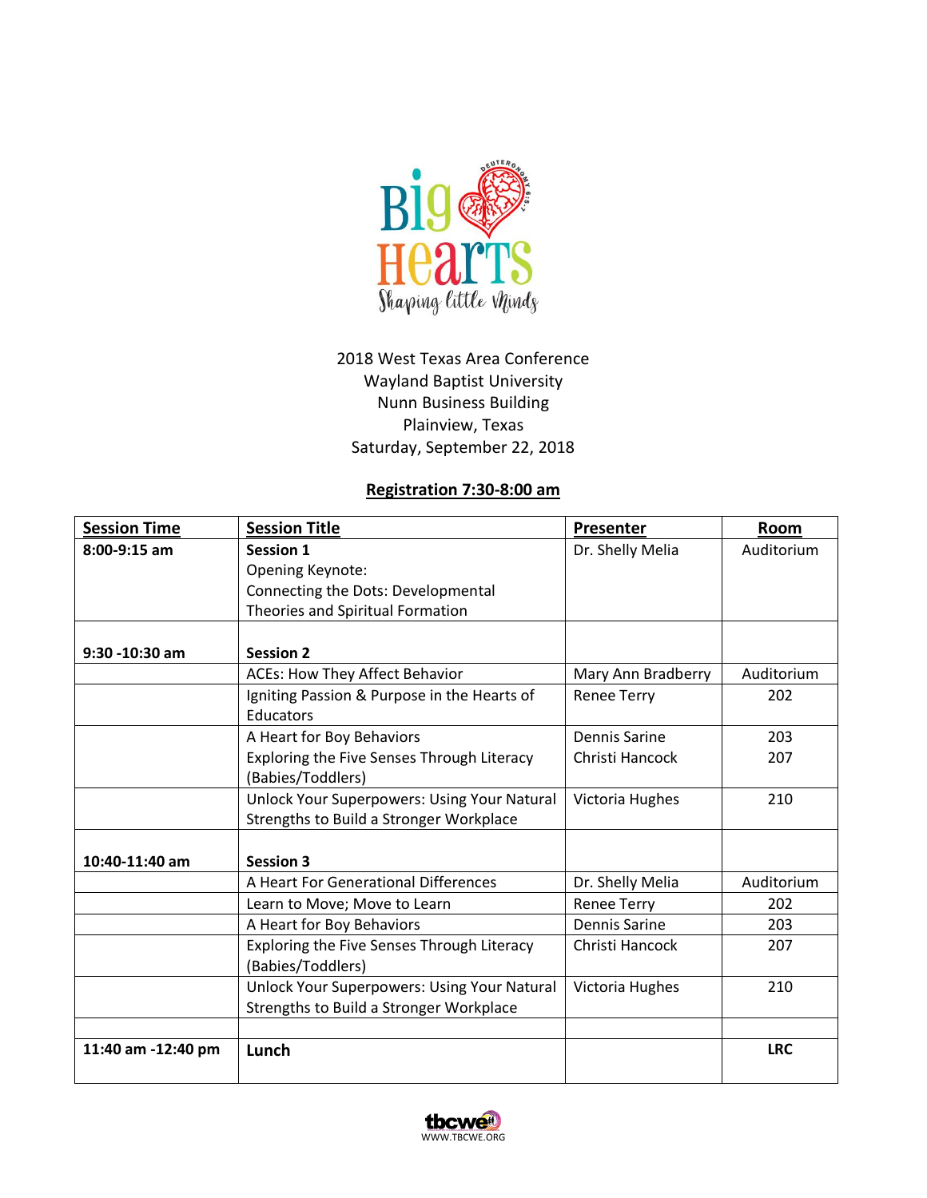Big Hearts

Shaping Little Minds

2018 West Texas Area Conference
Wayland Baptist University
Nunn Business Building
Plainview, Texas
Saturday, September 22, 2018

**Registration 7:30-8:00 am**

| Session Time | Session Title | Presenter | Room |
|---|---|---|---|
| **8:00-9:15 am** | **Session 1** Opening Keynote: Connecting the Dots: Developmental Theories and Spiritual Formation | Dr. Shelly Melia | Auditorium |
| **9:30 -10:30 am** | **Session 2** | | |
| | ACEs: How They Affect Behavior | Mary Ann Bradberry | Auditorium |
| | Igniting Passion & Purpose in the Hearts of Educators | Renee Terry | 202 |
| | A Heart for Boy Behaviors<br>Exploring the Five Senses Through Literacy (Babies/Toddlers) | Dennis Sarine<br>Christi Hancock | 203<br>207 |
| | Unlock Your Superpowers: Using Your Natural Strengths to Build a Stronger Workplace | Victoria Hughes | 210 |
| **10:40-11:40 am** | **Session 3** | | |
| | A Heart For Generational Differences | Dr. Shelly Melia | Auditorium |
| | Learn to Move; Move to Learn | Renee Terry | 202 |
| | A Heart for Boy Behaviors | Dennis Sarine | 203 |
| | Exploring the Five Senses Through Literacy (Babies/Toddlers) | Christi Hancock | 207 |
| | Unlock Your Superpowers: Using Your Natural Strengths to Build a Stronger Workplace | Victoria Hughes | 210 |
| | | | |
| **11:40 am -12:40 pm** | **Lunch** | | **LRC** |

tbcwe
WWW.TBCWE.ORG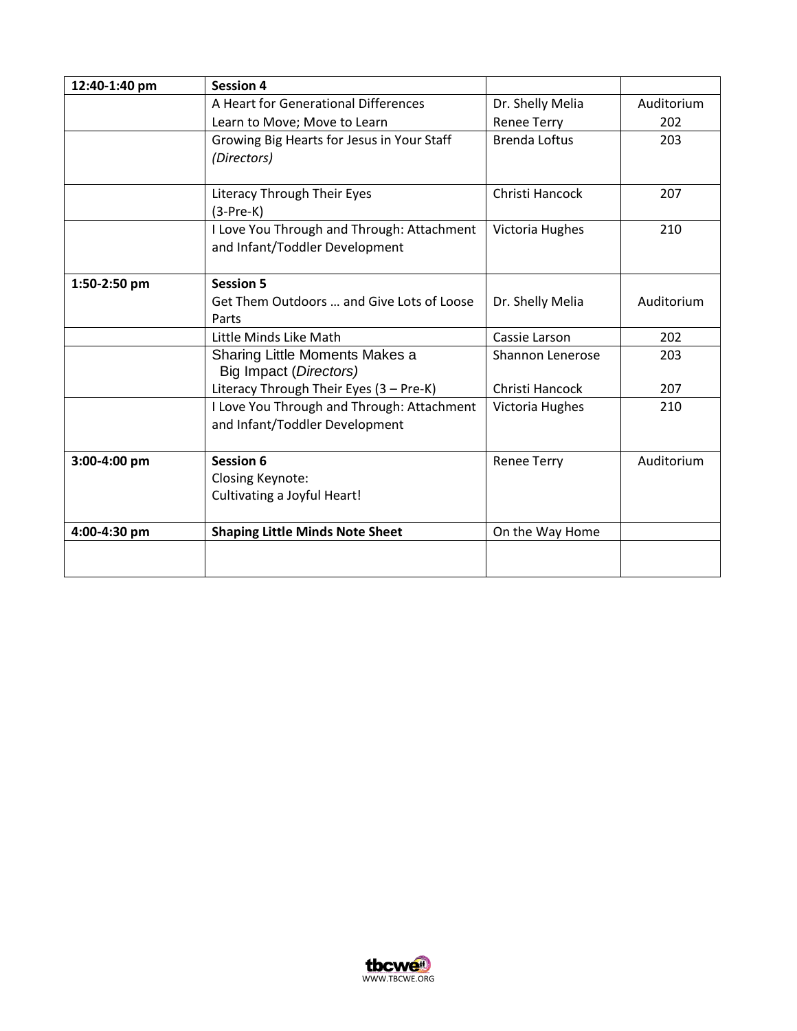| | | | |
|---|---|---|---|
| **12:40-1:40 pm** | **Session 4** | | |
| | A Heart for Generational Differences<br>Learn to Move; Move to Learn | Dr. Shelly Melia<br>Renee Terry | Auditorium<br>202 |
| | Growing Big Hearts for Jesus in Your Staff *(Directors)* | Brenda Loftus | 203 |
| | Literacy Through Their Eyes (3-Pre-K) | Christi Hancock | 207 |
| | I Love You Through and Through: Attachment and Infant/Toddler Development | Victoria Hughes | 210 |
| **1:50-2:50 pm** | **Session 5**<br>Get Them Outdoors … and Give Lots of Loose Parts | Dr. Shelly Melia | Auditorium |
| | Little Minds Like Math | Cassie Larson | 202 |
| | Sharing Little Moments Makes a Big Impact (*Directors)*<br>Literacy Through Their Eyes (3 – Pre-K) | Shannon Lenerose<br>Christi Hancock | 203<br>207 |
| | I Love You Through and Through: Attachment and Infant/Toddler Development | Victoria Hughes | 210 |
| **3:00-4:00 pm** | **Session 6**<br>Closing Keynote:<br>Cultivating a Joyful Heart! | Renee Terry | Auditorium |
| **4:00-4:30 pm** | **Shaping Little Minds Note Sheet** | On the Way Home | |
| | | | |

tbcwe
WWW.TBCWE.ORG